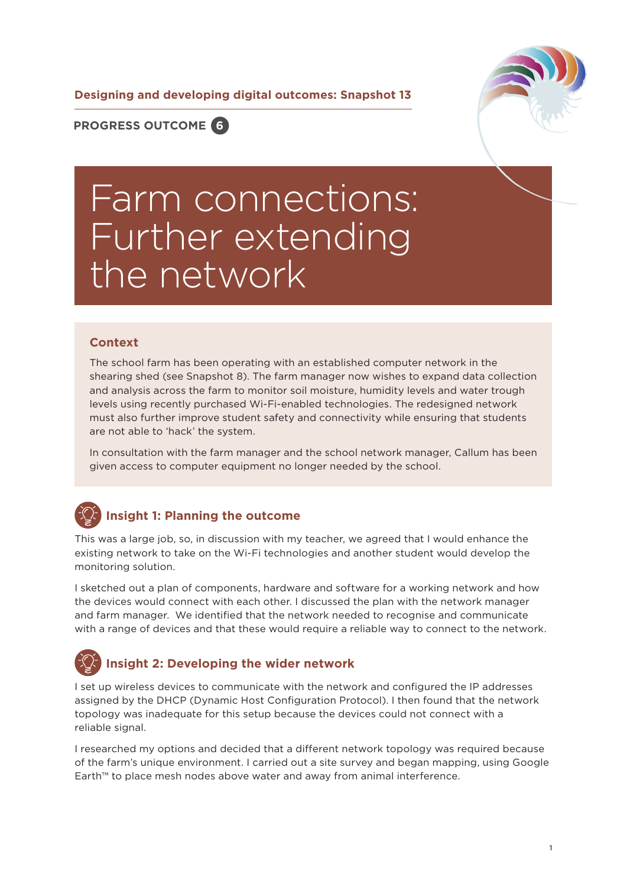**Designing and developing digital outcomes: Snapshot 13**

**PROGRESS OUTCOME 6**

# Farm connections: Further extending the network

## Context

The school farm has been operating with an established computer network in the shearing shed (see Snapshot 8). The farm manager now wishes to expand data collection and analysis across the farm to monitor soil moisture, humidity levels and water trough levels using recently purchased Wi-Fi-enabled technologies. The redesigned network must also further improve student safety and connectivity while ensuring that students are not able to 'hack' the system.

In consultation with the farm manager and the school network manager, Callum has been given access to computer equipment no longer needed by the school.

## Insight 1: Planning the outcome

This was a large job, so, in discussion with my teacher, we agreed that I would enhance the existing network to take on the Wi-Fi technologies and another student would develop the monitoring solution.

I sketched out a plan of components, hardware and software for a working network and how the devices would connect with each other. I discussed the plan with the network manager and farm manager. We identified that the network needed to recognise and communicate with a range of devices and that these would require a reliable way to connect to the network.

## Insight 2: Developing the wider network

I set up wireless devices to communicate with the network and configured the IP addresses assigned by the DHCP (Dynamic Host Configuration Protocol). I then found that the network topology was inadequate for this setup because the devices could not connect with a reliable signal.

I researched my options and decided that a different network topology was required because of the farm's unique environment. I carried out a site survey and began mapping, using Google Earth™ to place mesh nodes above water and away from animal interference.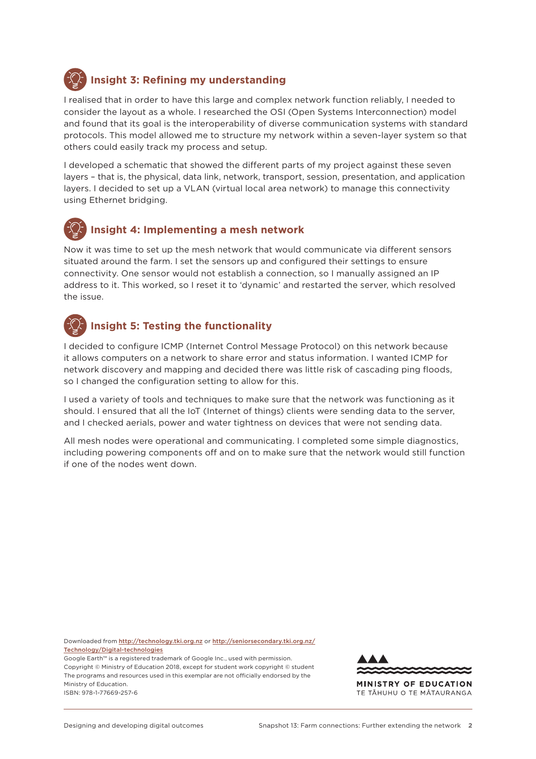## Insight 3: Refining my understanding

I realised that in order to have this large and complex network function reliably, I needed to consider the layout as a whole. I researched the OSI (Open Systems Interconnection) model and found that its goal is the interoperability of diverse communication systems with standard protocols. This model allowed me to structure my network within a seven-layer system so that others could easily track my process and setup.

I developed a schematic that showed the different parts of my project against these seven layers – that is, the physical, data link, network, transport, session, presentation, and application layers. I decided to set up a VLAN (virtual local area network) to manage this connectivity using Ethernet bridging.

## Insight 4: Implementing a mesh network

Now it was time to set up the mesh network that would communicate via different sensors situated around the farm. I set the sensors up and configured their settings to ensure connectivity. One sensor would not establish a connection, so I manually assigned an IP address to it. This worked, so I reset it to 'dynamic' and restarted the server, which resolved the issue.

## Insight 5: Testing the functionality

I decided to configure ICMP (Internet Control Message Protocol) on this network because it allows computers on a network to share error and status information. I wanted ICMP for network discovery and mapping and decided there was little risk of cascading ping floods, so I changed the configuration setting to allow for this.

I used a variety of tools and techniques to make sure that the network was functioning as it should. I ensured that all the IoT (Internet of things) clients were sending data to the server, and I checked aerials, power and water tightness on devices that were not sending data.

All mesh nodes were operational and communicating. I completed some simple diagnostics, including powering components off and on to make sure that the network would still function if one of the nodes went down.

Downloaded from http://technology.tki.org.nz or http://seniorsecondary.tki.org.nz/Technology/Digital-technologies
Google Earth™ is a registered trademark of Google Inc., used with permission.
Copyright © Ministry of Education 2018, except for student work copyright © student
The programs and resources used in this exemplar are not officially endorsed by the Ministry of Education.
ISBN: 978-1-77669-257-6

MINISTRY OF EDUCATION
TE TĀHUHU O TE MĀTAURANGA